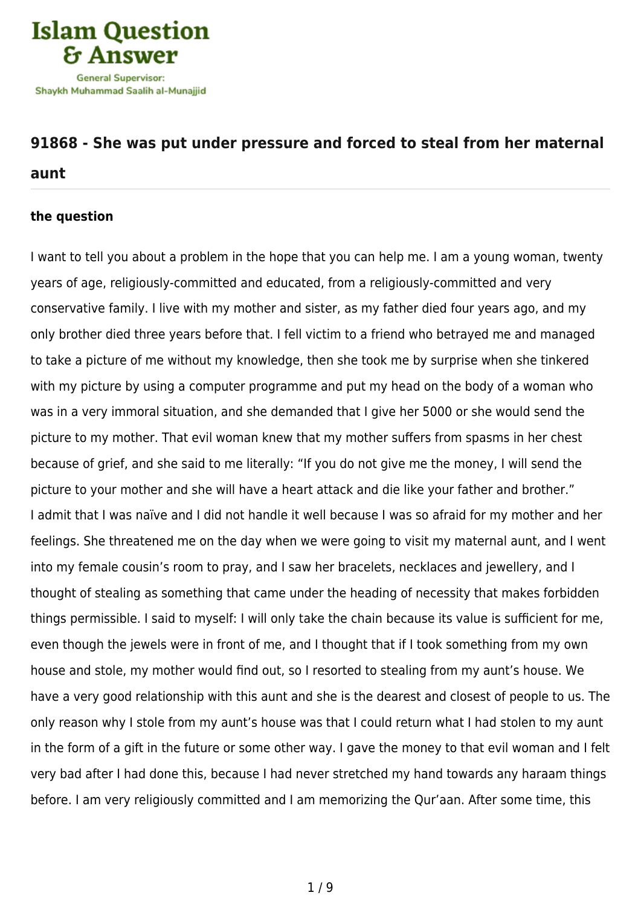## 91868 - She was put under pressure and forced to steal from her maternal aunt

### the question

I want to tell you about a problem in the hope that you can help me. I am a young woman, twenty years of age, religiously-committed and educated, from a religiously-committed and very conservative family. I live with my mother and sister, as my father died four years ago, and my only brother died three years before that. I fell victim to a friend who betrayed me and managed to take a picture of me without my knowledge, then she took me by surprise when she tinkered with my picture by using a computer programme and put my head on the body of a woman who was in a very immoral situation, and she demanded that I give her 5000 or she would send the picture to my mother. That evil woman knew that my mother suffers from spasms in her chest because of grief, and she said to me literally: "If you do not give me the money, I will send the picture to your mother and she will have a heart attack and die like your father and brother."

I admit that I was naïve and I did not handle it well because I was so afraid for my mother and her feelings. She threatened me on the day when we were going to visit my maternal aunt, and I went into my female cousin's room to pray, and I saw her bracelets, necklaces and jewellery, and I thought of stealing as something that came under the heading of necessity that makes forbidden things permissible. I said to myself: I will only take the chain because its value is sufficient for me, even though the jewels were in front of me, and I thought that if I took something from my own house and stole, my mother would find out, so I resorted to stealing from my aunt's house. We have a very good relationship with this aunt and she is the dearest and closest of people to us. The only reason why I stole from my aunt's house was that I could return what I had stolen to my aunt in the form of a gift in the future or some other way. I gave the money to that evil woman and I felt very bad after I had done this, because I had never stretched my hand towards any haraam things before. I am very religiously committed and I am memorizing the Qur'aan. After some time, this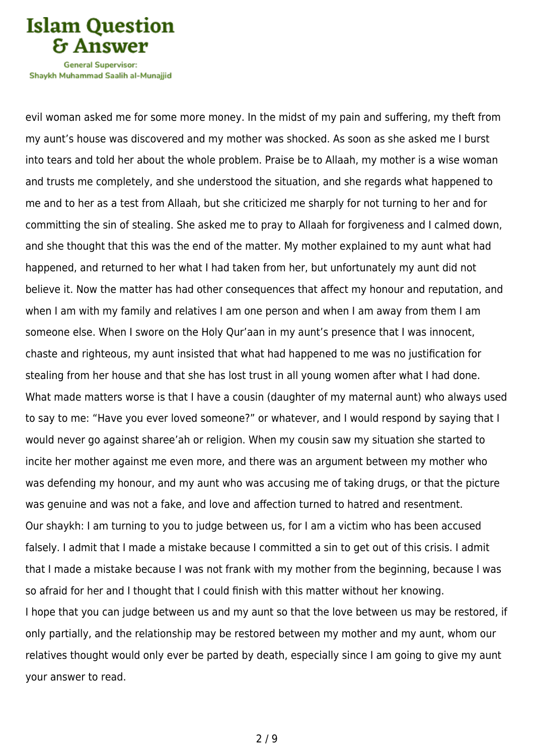evil woman asked me for some more money. In the midst of my pain and suffering, my theft from my aunt's house was discovered and my mother was shocked. As soon as she asked me I burst into tears and told her about the whole problem. Praise be to Allaah, my mother is a wise woman and trusts me completely, and she understood the situation, and she regards what happened to me and to her as a test from Allaah, but she criticized me sharply for not turning to her and for committing the sin of stealing. She asked me to pray to Allaah for forgiveness and I calmed down, and she thought that this was the end of the matter. My mother explained to my aunt what had happened, and returned to her what I had taken from her, but unfortunately my aunt did not believe it. Now the matter has had other consequences that affect my honour and reputation, and when I am with my family and relatives I am one person and when I am away from them I am someone else. When I swore on the Holy Qur'aan in my aunt's presence that I was innocent, chaste and righteous, my aunt insisted that what had happened to me was no justification for stealing from her house and that she has lost trust in all young women after what I had done. What made matters worse is that I have a cousin (daughter of my maternal aunt) who always used to say to me: "Have you ever loved someone?" or whatever, and I would respond by saying that I would never go against sharee'ah or religion. When my cousin saw my situation she started to incite her mother against me even more, and there was an argument between my mother who was defending my honour, and my aunt who was accusing me of taking drugs, or that the picture was genuine and was not a fake, and love and affection turned to hatred and resentment.

Our shaykh: I am turning to you to judge between us, for I am a victim who has been accused falsely. I admit that I made a mistake because I committed a sin to get out of this crisis. I admit that I made a mistake because I was not frank with my mother from the beginning, because I was so afraid for her and I thought that I could finish with this matter without her knowing.

I hope that you can judge between us and my aunt so that the love between us may be restored, if only partially, and the relationship may be restored between my mother and my aunt, whom our relatives thought would only ever be parted by death, especially since I am going to give my aunt your answer to read.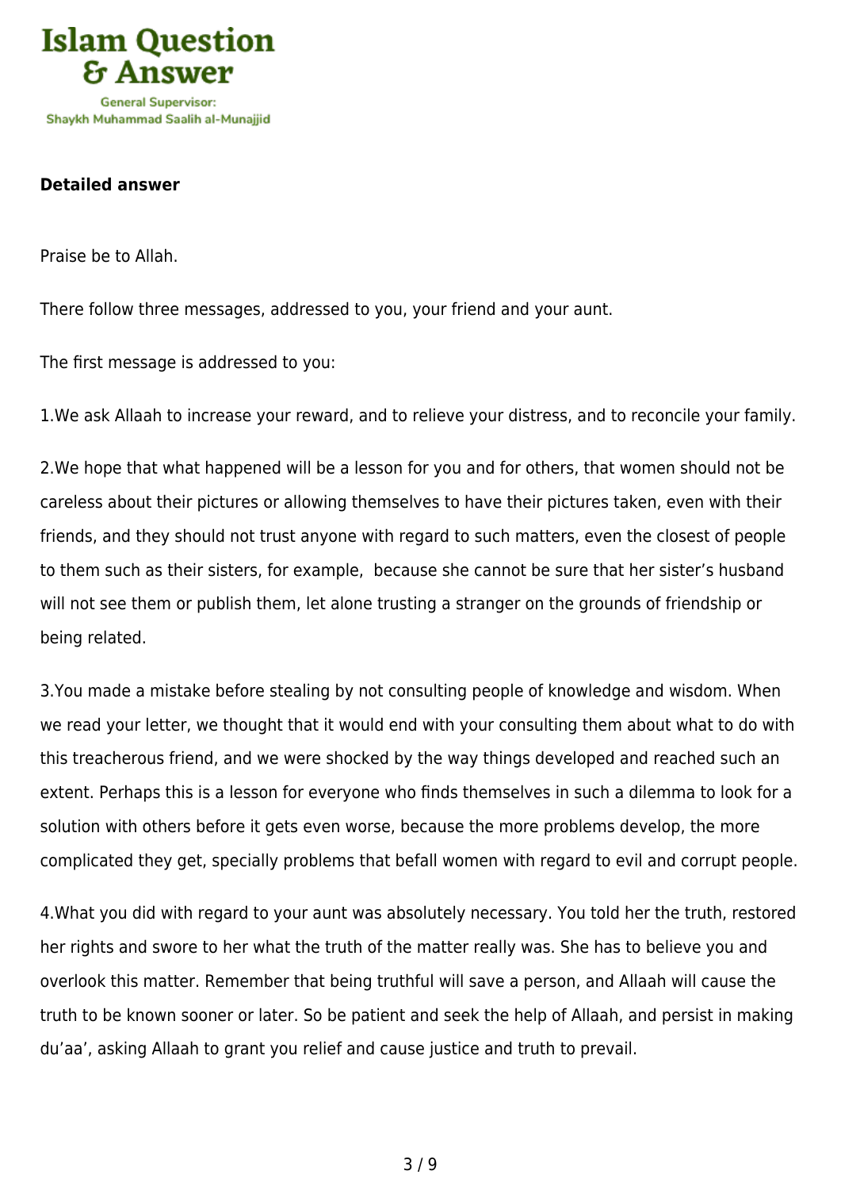**Detailed answer**

Praise be to Allah.

There follow three messages, addressed to you, your friend and your aunt.

The first message is addressed to you:

1.We ask Allaah to increase your reward, and to relieve your distress, and to reconcile your family.

2.We hope that what happened will be a lesson for you and for others, that women should not be careless about their pictures or allowing themselves to have their pictures taken, even with their friends, and they should not trust anyone with regard to such matters, even the closest of people to them such as their sisters, for example, because she cannot be sure that her sister's husband will not see them or publish them, let alone trusting a stranger on the grounds of friendship or being related.

3.You made a mistake before stealing by not consulting people of knowledge and wisdom. When we read your letter, we thought that it would end with your consulting them about what to do with this treacherous friend, and we were shocked by the way things developed and reached such an extent. Perhaps this is a lesson for everyone who finds themselves in such a dilemma to look for a solution with others before it gets even worse, because the more problems develop, the more complicated they get, specially problems that befall women with regard to evil and corrupt people.

4.What you did with regard to your aunt was absolutely necessary. You told her the truth, restored her rights and swore to her what the truth of the matter really was. She has to believe you and overlook this matter. Remember that being truthful will save a person, and Allaah will cause the truth to be known sooner or later. So be patient and seek the help of Allaah, and persist in making du'aa', asking Allaah to grant you relief and cause justice and truth to prevail.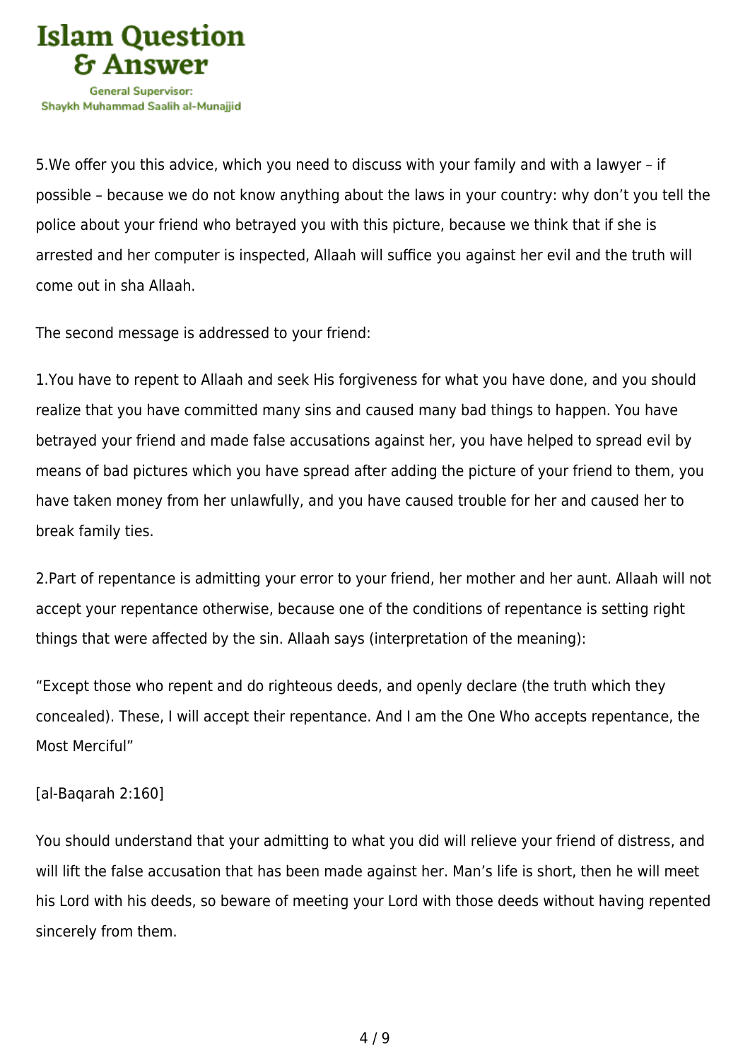5.We offer you this advice, which you need to discuss with your family and with a lawyer – if possible – because we do not know anything about the laws in your country: why don't you tell the police about your friend who betrayed you with this picture, because we think that if she is arrested and her computer is inspected, Allaah will suffice you against her evil and the truth will come out in sha Allaah.

The second message is addressed to your friend:

1.You have to repent to Allaah and seek His forgiveness for what you have done, and you should realize that you have committed many sins and caused many bad things to happen. You have betrayed your friend and made false accusations against her, you have helped to spread evil by means of bad pictures which you have spread after adding the picture of your friend to them, you have taken money from her unlawfully, and you have caused trouble for her and caused her to break family ties.

2.Part of repentance is admitting your error to your friend, her mother and her aunt. Allaah will not accept your repentance otherwise, because one of the conditions of repentance is setting right things that were affected by the sin. Allaah says (interpretation of the meaning):

"Except those who repent and do righteous deeds, and openly declare (the truth which they concealed). These, I will accept their repentance. And I am the One Who accepts repentance, the Most Merciful"

[al-Baqarah 2:160]

You should understand that your admitting to what you did will relieve your friend of distress, and will lift the false accusation that has been made against her. Man's life is short, then he will meet his Lord with his deeds, so beware of meeting your Lord with those deeds without having repented sincerely from them.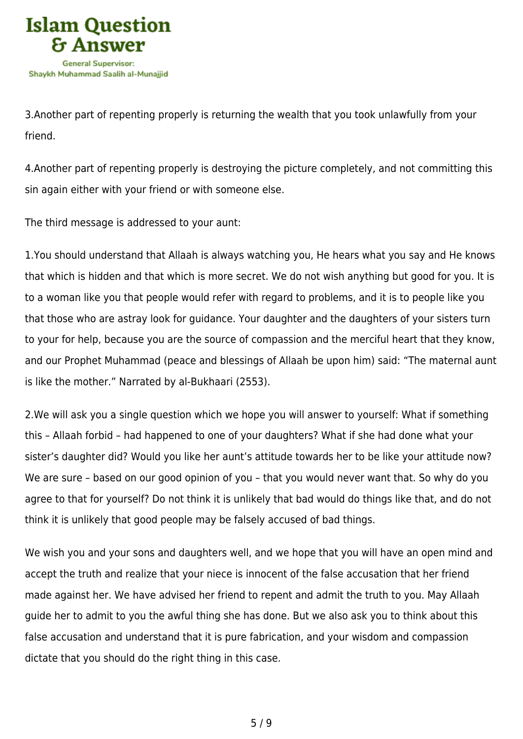3.Another part of repenting properly is returning the wealth that you took unlawfully from your friend.

4.Another part of repenting properly is destroying the picture completely, and not committing this sin again either with your friend or with someone else.

The third message is addressed to your aunt:

1.You should understand that Allaah is always watching you, He hears what you say and He knows that which is hidden and that which is more secret. We do not wish anything but good for you. It is to a woman like you that people would refer with regard to problems, and it is to people like you that those who are astray look for guidance. Your daughter and the daughters of your sisters turn to your for help, because you are the source of compassion and the merciful heart that they know, and our Prophet Muhammad (peace and blessings of Allaah be upon him) said: "The maternal aunt is like the mother." Narrated by al-Bukhaari (2553).

2.We will ask you a single question which we hope you will answer to yourself: What if something this – Allaah forbid – had happened to one of your daughters? What if she had done what your sister's daughter did? Would you like her aunt's attitude towards her to be like your attitude now? We are sure – based on our good opinion of you – that you would never want that. So why do you agree to that for yourself? Do not think it is unlikely that bad would do things like that, and do not think it is unlikely that good people may be falsely accused of bad things.

We wish you and your sons and daughters well, and we hope that you will have an open mind and accept the truth and realize that your niece is innocent of the false accusation that her friend made against her. We have advised her friend to repent and admit the truth to you. May Allaah guide her to admit to you the awful thing she has done. But we also ask you to think about this false accusation and understand that it is pure fabrication, and your wisdom and compassion dictate that you should do the right thing in this case.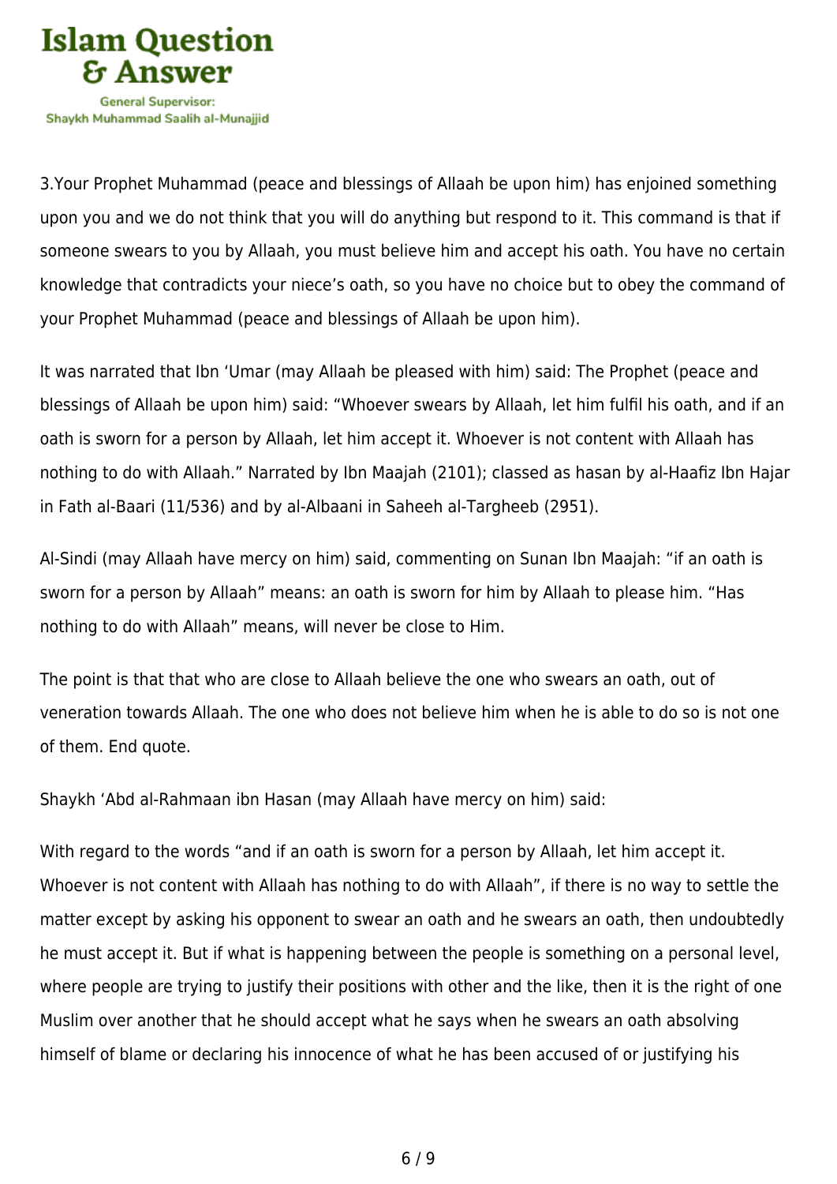3.Your Prophet Muhammad (peace and blessings of Allaah be upon him) has enjoined something upon you and we do not think that you will do anything but respond to it. This command is that if someone swears to you by Allaah, you must believe him and accept his oath. You have no certain knowledge that contradicts your niece's oath, so you have no choice but to obey the command of your Prophet Muhammad (peace and blessings of Allaah be upon him).

It was narrated that Ibn 'Umar (may Allaah be pleased with him) said: The Prophet (peace and blessings of Allaah be upon him) said: "Whoever swears by Allaah, let him fulfil his oath, and if an oath is sworn for a person by Allaah, let him accept it. Whoever is not content with Allaah has nothing to do with Allaah." Narrated by Ibn Maajah (2101); classed as hasan by al-Haafiz Ibn Hajar in Fath al-Baari (11/536) and by al-Albaani in Saheeh al-Targheeb (2951).

Al-Sindi (may Allaah have mercy on him) said, commenting on Sunan Ibn Maajah: "if an oath is sworn for a person by Allaah" means: an oath is sworn for him by Allaah to please him. "Has nothing to do with Allaah" means, will never be close to Him.

The point is that that who are close to Allaah believe the one who swears an oath, out of veneration towards Allaah. The one who does not believe him when he is able to do so is not one of them. End quote.

Shaykh 'Abd al-Rahmaan ibn Hasan (may Allaah have mercy on him) said:

With regard to the words "and if an oath is sworn for a person by Allaah, let him accept it. Whoever is not content with Allaah has nothing to do with Allaah", if there is no way to settle the matter except by asking his opponent to swear an oath and he swears an oath, then undoubtedly he must accept it. But if what is happening between the people is something on a personal level, where people are trying to justify their positions with other and the like, then it is the right of one Muslim over another that he should accept what he says when he swears an oath absolving himself of blame or declaring his innocence of what he has been accused of or justifying his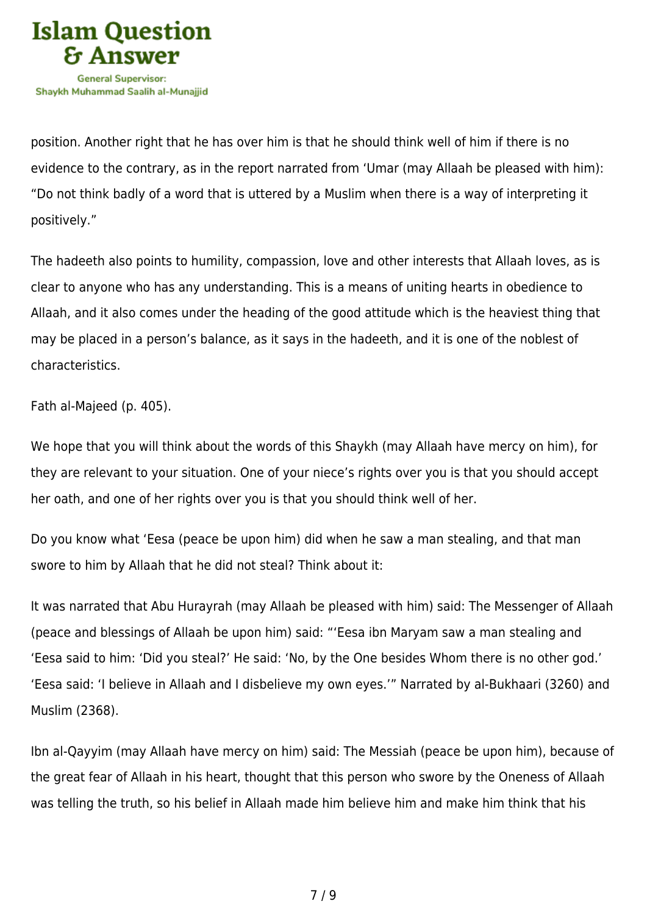position. Another right that he has over him is that he should think well of him if there is no evidence to the contrary, as in the report narrated from 'Umar (may Allaah be pleased with him): "Do not think badly of a word that is uttered by a Muslim when there is a way of interpreting it positively."

The hadeeth also points to humility, compassion, love and other interests that Allaah loves, as is clear to anyone who has any understanding. This is a means of uniting hearts in obedience to Allaah, and it also comes under the heading of the good attitude which is the heaviest thing that may be placed in a person's balance, as it says in the hadeeth, and it is one of the noblest of characteristics.

Fath al-Majeed (p. 405).

We hope that you will think about the words of this Shaykh (may Allaah have mercy on him), for they are relevant to your situation. One of your niece's rights over you is that you should accept her oath, and one of her rights over you is that you should think well of her.

Do you know what 'Eesa (peace be upon him) did when he saw a man stealing, and that man swore to him by Allaah that he did not steal? Think about it:

It was narrated that Abu Hurayrah (may Allaah be pleased with him) said: The Messenger of Allaah (peace and blessings of Allaah be upon him) said: "'Eesa ibn Maryam saw a man stealing and 'Eesa said to him: 'Did you steal?' He said: 'No, by the One besides Whom there is no other god.' 'Eesa said: 'I believe in Allaah and I disbelieve my own eyes.'" Narrated by al-Bukhaari (3260) and Muslim (2368).

Ibn al-Qayyim (may Allaah have mercy on him) said: The Messiah (peace be upon him), because of the great fear of Allaah in his heart, thought that this person who swore by the Oneness of Allaah was telling the truth, so his belief in Allaah made him believe him and make him think that his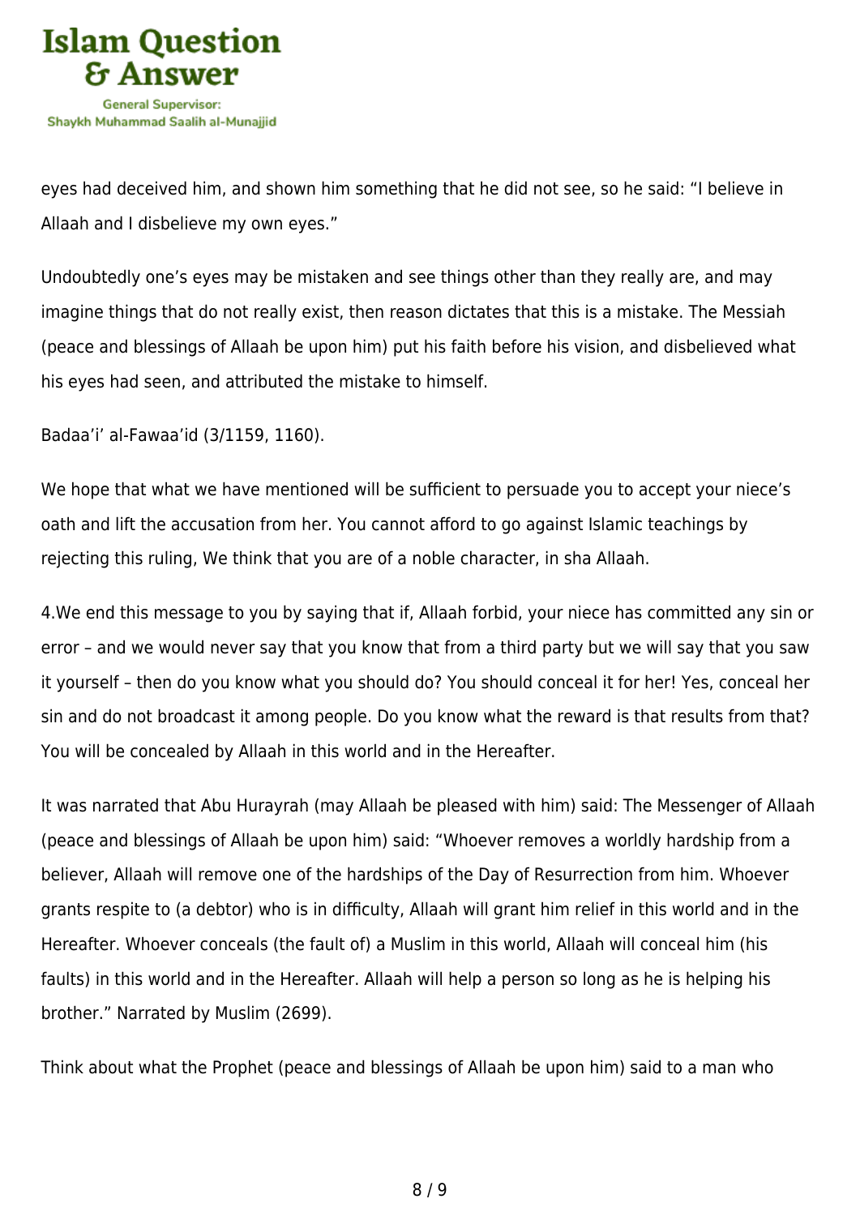eyes had deceived him, and shown him something that he did not see, so he said: "I believe in Allaah and I disbelieve my own eyes."

Undoubtedly one's eyes may be mistaken and see things other than they really are, and may imagine things that do not really exist, then reason dictates that this is a mistake. The Messiah (peace and blessings of Allaah be upon him) put his faith before his vision, and disbelieved what his eyes had seen, and attributed the mistake to himself.

Badaa'i' al-Fawaa'id (3/1159, 1160).

We hope that what we have mentioned will be sufficient to persuade you to accept your niece's oath and lift the accusation from her. You cannot afford to go against Islamic teachings by rejecting this ruling, We think that you are of a noble character, in sha Allaah.

4.We end this message to you by saying that if, Allaah forbid, your niece has committed any sin or error – and we would never say that you know that from a third party but we will say that you saw it yourself – then do you know what you should do? You should conceal it for her! Yes, conceal her sin and do not broadcast it among people. Do you know what the reward is that results from that? You will be concealed by Allaah in this world and in the Hereafter.

It was narrated that Abu Hurayrah (may Allaah be pleased with him) said: The Messenger of Allaah (peace and blessings of Allaah be upon him) said: "Whoever removes a worldly hardship from a believer, Allaah will remove one of the hardships of the Day of Resurrection from him. Whoever grants respite to (a debtor) who is in difficulty, Allaah will grant him relief in this world and in the Hereafter. Whoever conceals (the fault of) a Muslim in this world, Allaah will conceal him (his faults) in this world and in the Hereafter. Allaah will help a person so long as he is helping his brother." Narrated by Muslim (2699).

Think about what the Prophet (peace and blessings of Allaah be upon him) said to a man who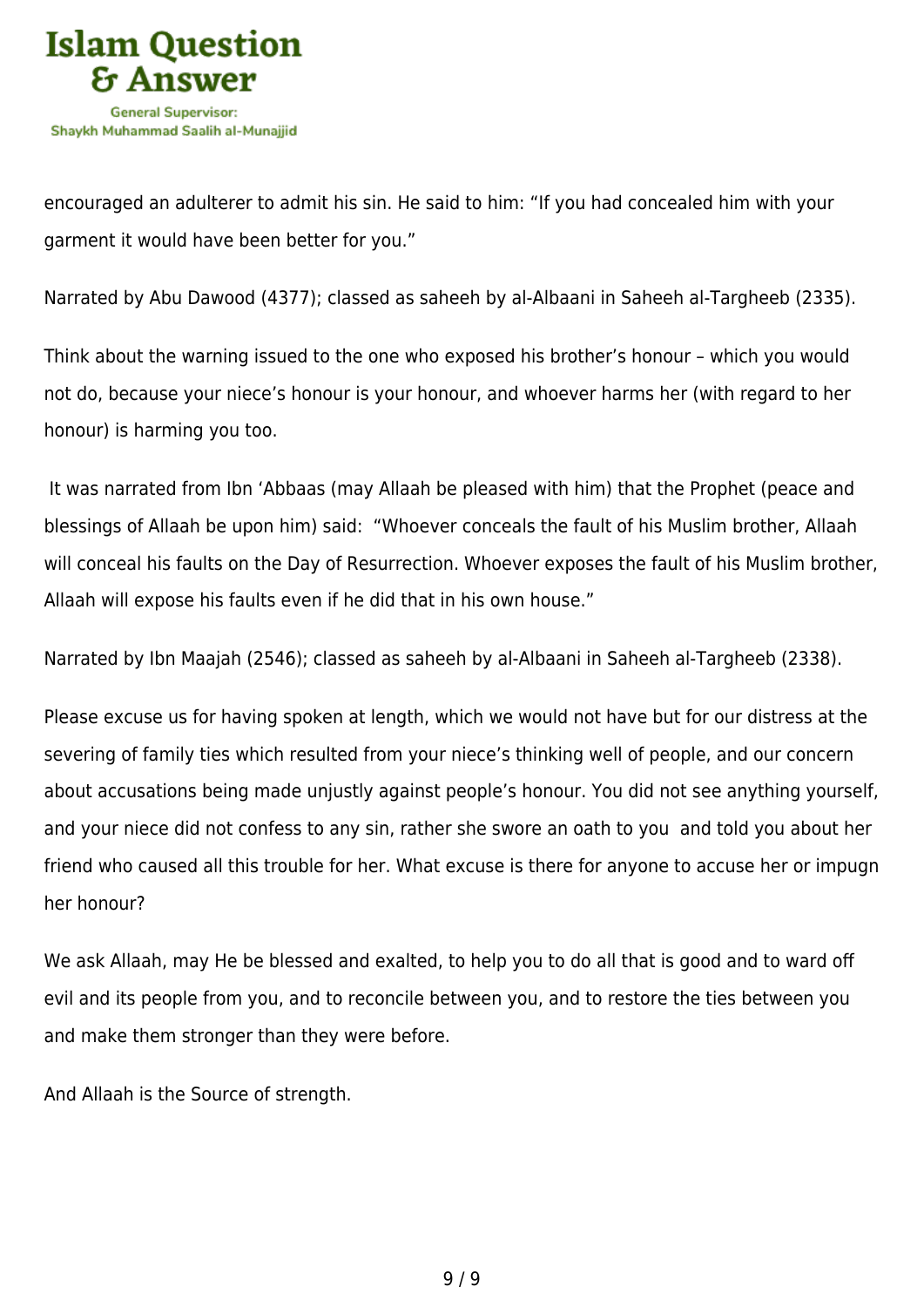encouraged an adulterer to admit his sin. He said to him: "If you had concealed him with your garment it would have been better for you."

Narrated by Abu Dawood (4377); classed as saheeh by al-Albaani in Saheeh al-Targheeb (2335).

Think about the warning issued to the one who exposed his brother's honour – which you would not do, because your niece's honour is your honour, and whoever harms her (with regard to her honour) is harming you too.

It was narrated from Ibn 'Abbaas (may Allaah be pleased with him) that the Prophet (peace and blessings of Allaah be upon him) said: "Whoever conceals the fault of his Muslim brother, Allaah will conceal his faults on the Day of Resurrection. Whoever exposes the fault of his Muslim brother, Allaah will expose his faults even if he did that in his own house."

Narrated by Ibn Maajah (2546); classed as saheeh by al-Albaani in Saheeh al-Targheeb (2338).

Please excuse us for having spoken at length, which we would not have but for our distress at the severing of family ties which resulted from your niece's thinking well of people, and our concern about accusations being made unjustly against people's honour. You did not see anything yourself, and your niece did not confess to any sin, rather she swore an oath to you and told you about her friend who caused all this trouble for her. What excuse is there for anyone to accuse her or impugn her honour?

We ask Allaah, may He be blessed and exalted, to help you to do all that is good and to ward off evil and its people from you, and to reconcile between you, and to restore the ties between you and make them stronger than they were before.

And Allaah is the Source of strength.